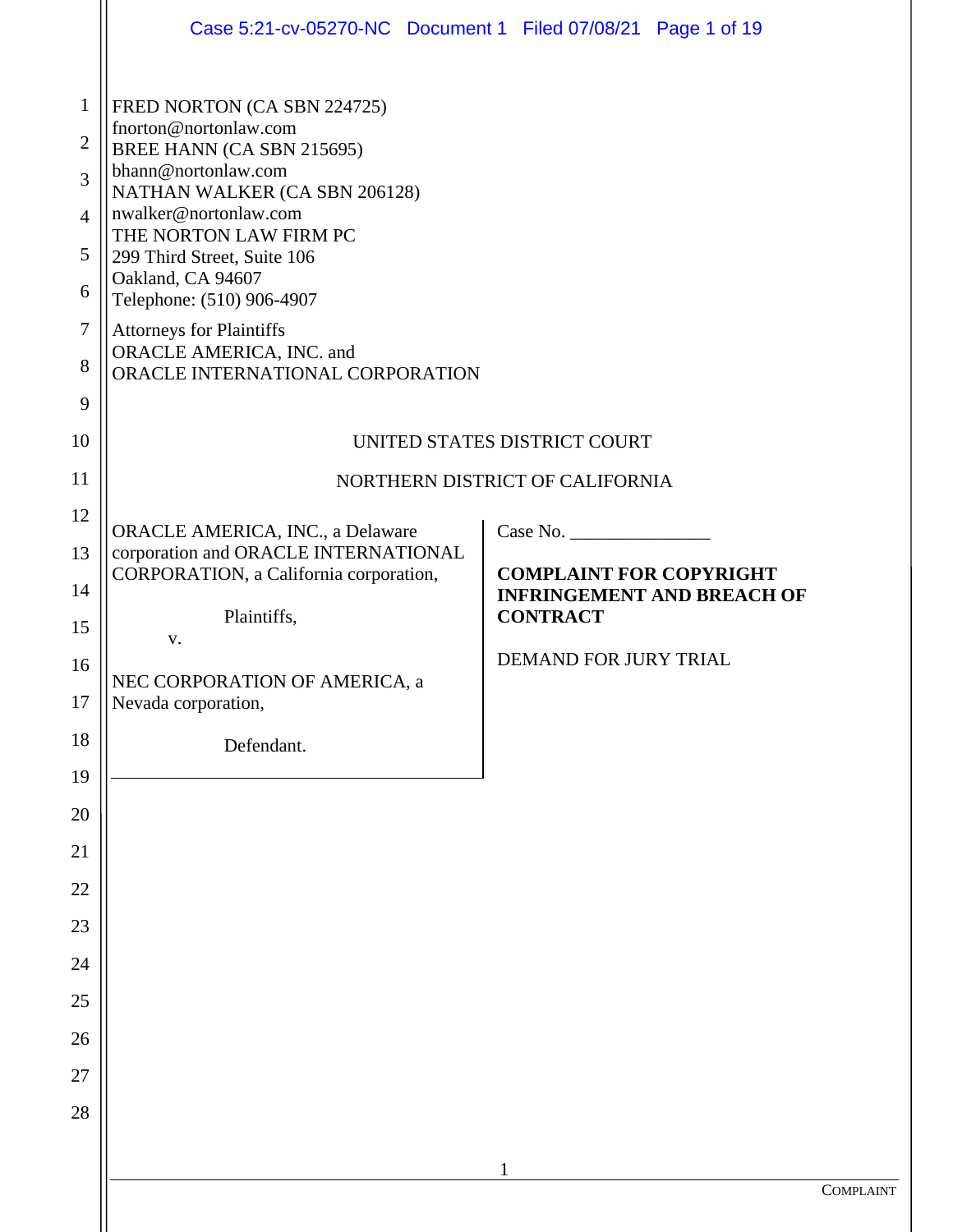FRED NORTON (CA SBN 224725)
fnorton@nortonlaw.com
BREE HANN (CA SBN 215695)
bhann@nortonlaw.com
NATHAN WALKER (CA SBN 206128)
nwalker@nortonlaw.com
THE NORTON LAW FIRM PC
299 Third Street, Suite 106
Oakland, CA 94607
Telephone: (510) 906-4907

Attorneys for Plaintiffs
ORACLE AMERICA, INC. and
ORACLE INTERNATIONAL CORPORATION

UNITED STATES DISTRICT COURT

NORTHERN DISTRICT OF CALIFORNIA

ORACLE AMERICA, INC., a Delaware corporation and ORACLE INTERNATIONAL CORPORATION, a California corporation,

Plaintiffs,

v.

NEC CORPORATION OF AMERICA, a Nevada corporation,

Defendant.

Case No. _______________

**COMPLAINT FOR COPYRIGHT INFRINGEMENT AND BREACH OF CONTRACT**

DEMAND FOR JURY TRIAL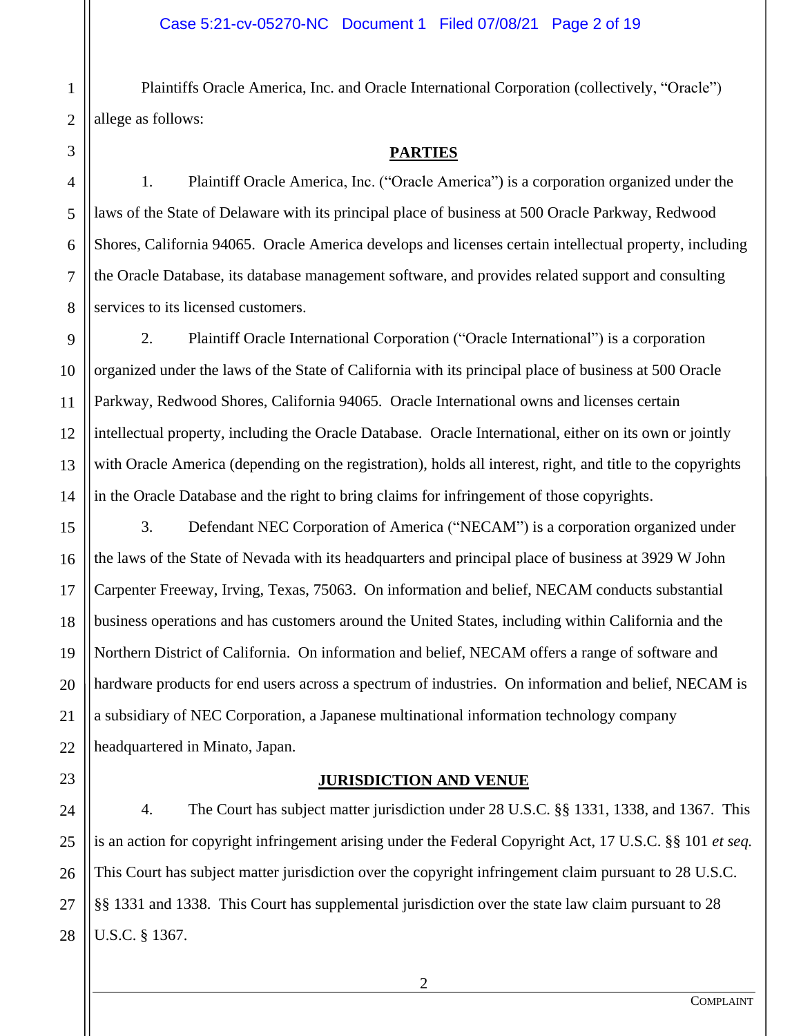Plaintiffs Oracle America, Inc. and Oracle International Corporation (collectively, "Oracle") allege as follows:

## PARTIES

1. Plaintiff Oracle America, Inc. ("Oracle America") is a corporation organized under the laws of the State of Delaware with its principal place of business at 500 Oracle Parkway, Redwood Shores, California 94065. Oracle America develops and licenses certain intellectual property, including the Oracle Database, its database management software, and provides related support and consulting services to its licensed customers.

2. Plaintiff Oracle International Corporation ("Oracle International") is a corporation organized under the laws of the State of California with its principal place of business at 500 Oracle Parkway, Redwood Shores, California 94065. Oracle International owns and licenses certain intellectual property, including the Oracle Database. Oracle International, either on its own or jointly with Oracle America (depending on the registration), holds all interest, right, and title to the copyrights in the Oracle Database and the right to bring claims for infringement of those copyrights.

3. Defendant NEC Corporation of America ("NECAM") is a corporation organized under the laws of the State of Nevada with its headquarters and principal place of business at 3929 W John Carpenter Freeway, Irving, Texas, 75063. On information and belief, NECAM conducts substantial business operations and has customers around the United States, including within California and the Northern District of California. On information and belief, NECAM offers a range of software and hardware products for end users across a spectrum of industries. On information and belief, NECAM is a subsidiary of NEC Corporation, a Japanese multinational information technology company headquartered in Minato, Japan.

## JURISDICTION AND VENUE

4. The Court has subject matter jurisdiction under 28 U.S.C. §§ 1331, 1338, and 1367. This is an action for copyright infringement arising under the Federal Copyright Act, 17 U.S.C. §§ 101 *et seq.* This Court has subject matter jurisdiction over the copyright infringement claim pursuant to 28 U.S.C. §§ 1331 and 1338. This Court has supplemental jurisdiction over the state law claim pursuant to 28 U.S.C. § 1367.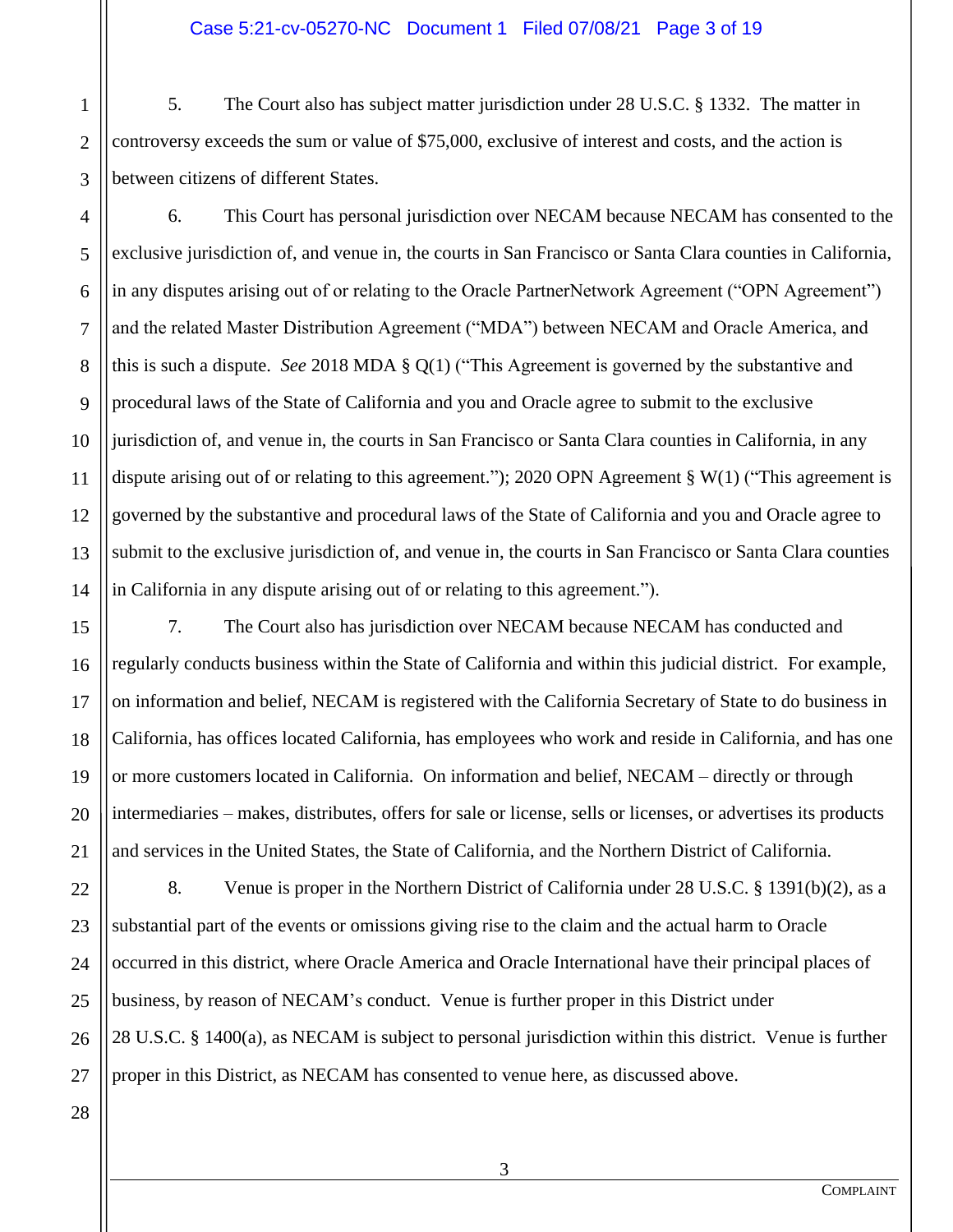5. The Court also has subject matter jurisdiction under 28 U.S.C. § 1332. The matter in controversy exceeds the sum or value of $75,000, exclusive of interest and costs, and the action is between citizens of different States.

6. This Court has personal jurisdiction over NECAM because NECAM has consented to the exclusive jurisdiction of, and venue in, the courts in San Francisco or Santa Clara counties in California, in any disputes arising out of or relating to the Oracle PartnerNetwork Agreement ("OPN Agreement") and the related Master Distribution Agreement ("MDA") between NECAM and Oracle America, and this is such a dispute. *See* 2018 MDA § Q(1) ("This Agreement is governed by the substantive and procedural laws of the State of California and you and Oracle agree to submit to the exclusive jurisdiction of, and venue in, the courts in San Francisco or Santa Clara counties in California, in any dispute arising out of or relating to this agreement."); 2020 OPN Agreement § W(1) ("This agreement is governed by the substantive and procedural laws of the State of California and you and Oracle agree to submit to the exclusive jurisdiction of, and venue in, the courts in San Francisco or Santa Clara counties in California in any dispute arising out of or relating to this agreement.").

7. The Court also has jurisdiction over NECAM because NECAM has conducted and regularly conducts business within the State of California and within this judicial district. For example, on information and belief, NECAM is registered with the California Secretary of State to do business in California, has offices located California, has employees who work and reside in California, and has one or more customers located in California. On information and belief, NECAM – directly or through intermediaries – makes, distributes, offers for sale or license, sells or licenses, or advertises its products and services in the United States, the State of California, and the Northern District of California.

8. Venue is proper in the Northern District of California under 28 U.S.C. § 1391(b)(2), as a substantial part of the events or omissions giving rise to the claim and the actual harm to Oracle occurred in this district, where Oracle America and Oracle International have their principal places of business, by reason of NECAM's conduct. Venue is further proper in this District under 28 U.S.C. § 1400(a), as NECAM is subject to personal jurisdiction within this district. Venue is further proper in this District, as NECAM has consented to venue here, as discussed above.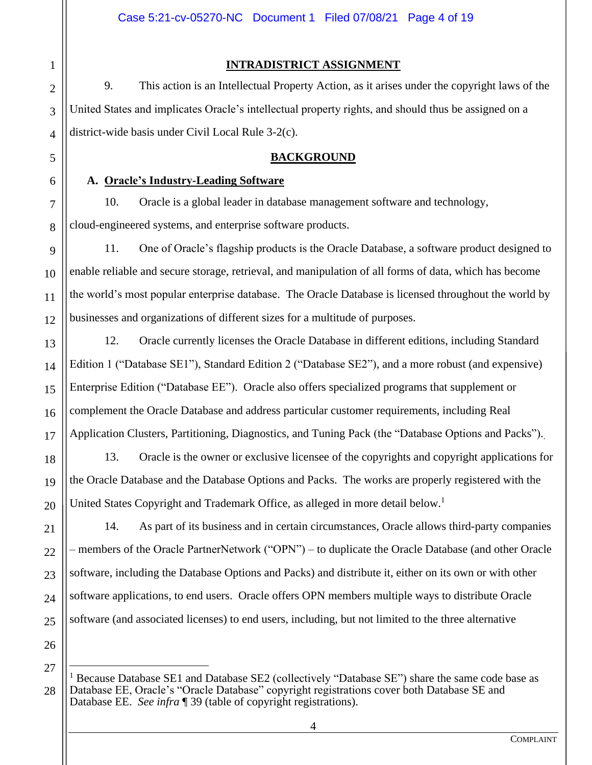## INTRADISTRICT ASSIGNMENT

9. This action is an Intellectual Property Action, as it arises under the copyright laws of the United States and implicates Oracle's intellectual property rights, and should thus be assigned on a district-wide basis under Civil Local Rule 3-2(c).

## BACKGROUND

### A. Oracle's Industry-Leading Software

10. Oracle is a global leader in database management software and technology, cloud-engineered systems, and enterprise software products.

11. One of Oracle's flagship products is the Oracle Database, a software product designed to enable reliable and secure storage, retrieval, and manipulation of all forms of data, which has become the world's most popular enterprise database. The Oracle Database is licensed throughout the world by businesses and organizations of different sizes for a multitude of purposes.

12. Oracle currently licenses the Oracle Database in different editions, including Standard Edition 1 ("Database SE1"), Standard Edition 2 ("Database SE2"), and a more robust (and expensive) Enterprise Edition ("Database EE"). Oracle also offers specialized programs that supplement or complement the Oracle Database and address particular customer requirements, including Real Application Clusters, Partitioning, Diagnostics, and Tuning Pack (the "Database Options and Packs").

13. Oracle is the owner or exclusive licensee of the copyrights and copyright applications for the Oracle Database and the Database Options and Packs. The works are properly registered with the United States Copyright and Trademark Office, as alleged in more detail below.[1]

14. As part of its business and in certain circumstances, Oracle allows third-party companies – members of the Oracle PartnerNetwork ("OPN") – to duplicate the Oracle Database (and other Oracle software, including the Database Options and Packs) and distribute it, either on its own or with other software applications, to end users. Oracle offers OPN members multiple ways to distribute Oracle software (and associated licenses) to end users, including, but not limited to the three alternative

---

[1] Because Database SE1 and Database SE2 (collectively "Database SE") share the same code base as Database EE, Oracle's "Oracle Database" copyright registrations cover both Database SE and Database EE. *See infra* ¶ 39 (table of copyright registrations).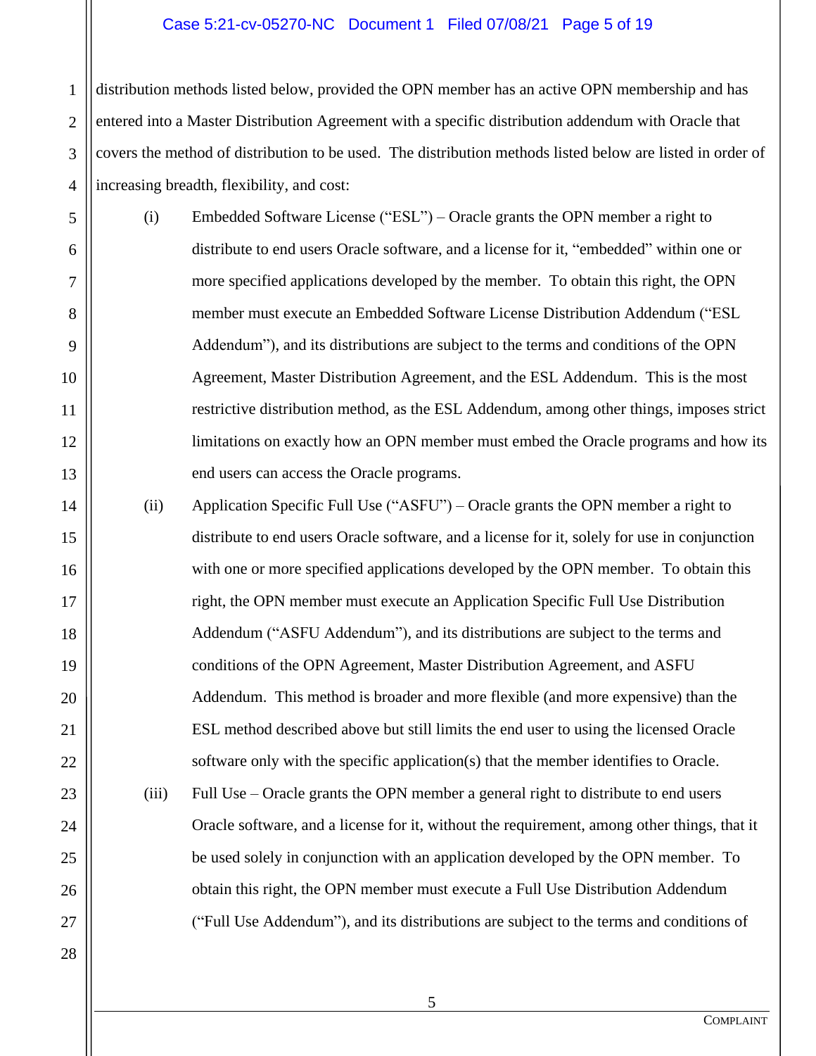distribution methods listed below, provided the OPN member has an active OPN membership and has entered into a Master Distribution Agreement with a specific distribution addendum with Oracle that covers the method of distribution to be used. The distribution methods listed below are listed in order of increasing breadth, flexibility, and cost:

(i) Embedded Software License ("ESL") – Oracle grants the OPN member a right to distribute to end users Oracle software, and a license for it, "embedded" within one or more specified applications developed by the member. To obtain this right, the OPN member must execute an Embedded Software License Distribution Addendum ("ESL Addendum"), and its distributions are subject to the terms and conditions of the OPN Agreement, Master Distribution Agreement, and the ESL Addendum. This is the most restrictive distribution method, as the ESL Addendum, among other things, imposes strict limitations on exactly how an OPN member must embed the Oracle programs and how its end users can access the Oracle programs.

(ii) Application Specific Full Use ("ASFU") – Oracle grants the OPN member a right to distribute to end users Oracle software, and a license for it, solely for use in conjunction with one or more specified applications developed by the OPN member. To obtain this right, the OPN member must execute an Application Specific Full Use Distribution Addendum ("ASFU Addendum"), and its distributions are subject to the terms and conditions of the OPN Agreement, Master Distribution Agreement, and ASFU Addendum. This method is broader and more flexible (and more expensive) than the ESL method described above but still limits the end user to using the licensed Oracle software only with the specific application(s) that the member identifies to Oracle.

(iii) Full Use – Oracle grants the OPN member a general right to distribute to end users Oracle software, and a license for it, without the requirement, among other things, that it be used solely in conjunction with an application developed by the OPN member. To obtain this right, the OPN member must execute a Full Use Distribution Addendum ("Full Use Addendum"), and its distributions are subject to the terms and conditions of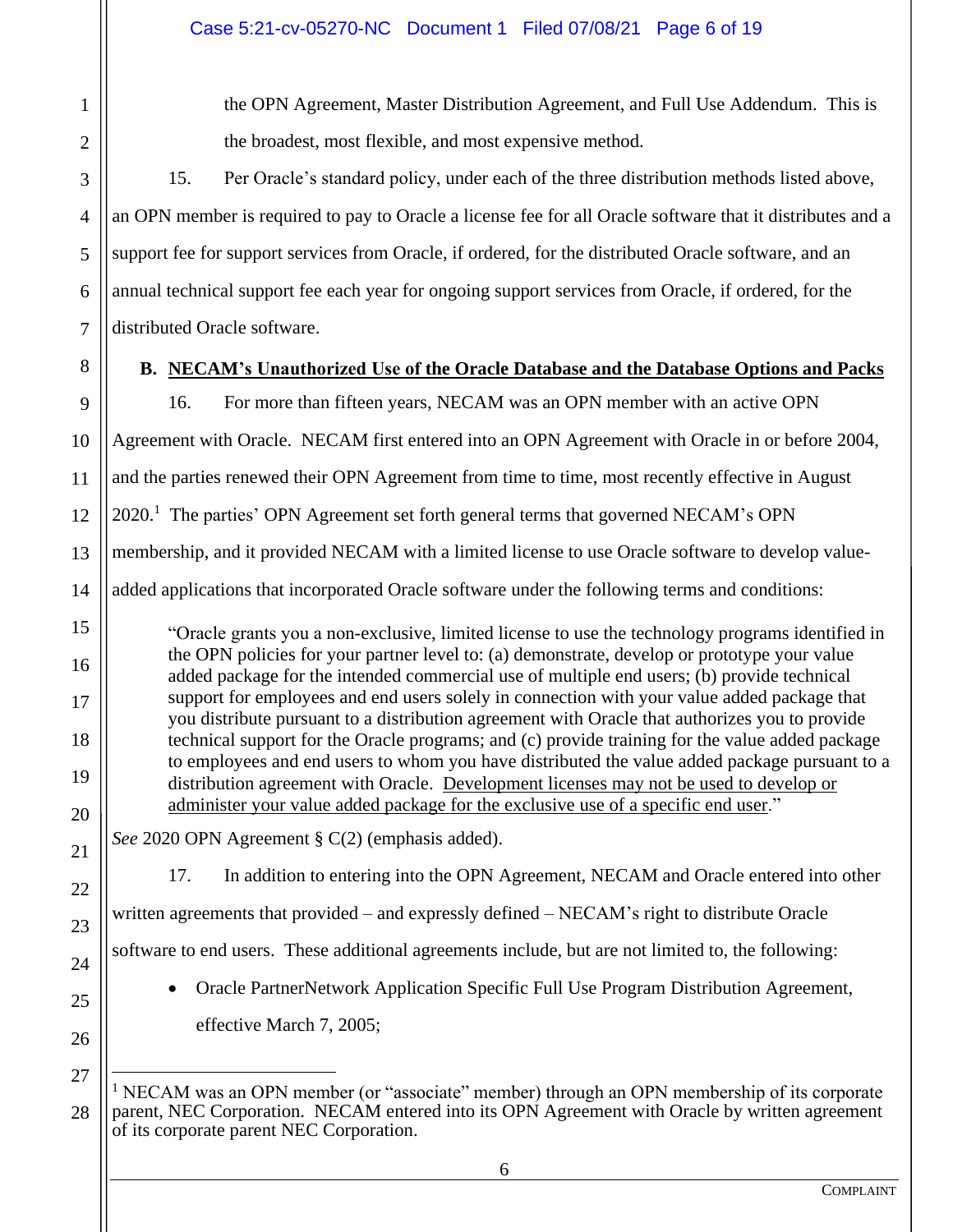the OPN Agreement, Master Distribution Agreement, and Full Use Addendum. This is the broadest, most flexible, and most expensive method.

15. Per Oracle's standard policy, under each of the three distribution methods listed above, an OPN member is required to pay to Oracle a license fee for all Oracle software that it distributes and a support fee for support services from Oracle, if ordered, for the distributed Oracle software, and an annual technical support fee each year for ongoing support services from Oracle, if ordered, for the distributed Oracle software.

### B. NECAM's Unauthorized Use of the Oracle Database and the Database Options and Packs

16. For more than fifteen years, NECAM was an OPN member with an active OPN Agreement with Oracle. NECAM first entered into an OPN Agreement with Oracle in or before 2004, and the parties renewed their OPN Agreement from time to time, most recently effective in August 2020.[1] The parties' OPN Agreement set forth general terms that governed NECAM's OPN membership, and it provided NECAM with a limited license to use Oracle software to develop value-added applications that incorporated Oracle software under the following terms and conditions:

> "Oracle grants you a non-exclusive, limited license to use the technology programs identified in the OPN policies for your partner level to: (a) demonstrate, develop or prototype your value added package for the intended commercial use of multiple end users; (b) provide technical support for employees and end users solely in connection with your value added package that you distribute pursuant to a distribution agreement with Oracle that authorizes you to provide technical support for the Oracle programs; and (c) provide training for the value added package to employees and end users to whom you have distributed the value added package pursuant to a distribution agreement with Oracle. <u>Development licenses may not be used to develop or administer your value added package for the exclusive use of a specific end user</u>."

*See* 2020 OPN Agreement § C(2) (emphasis added).

17. In addition to entering into the OPN Agreement, NECAM and Oracle entered into other written agreements that provided – and expressly defined – NECAM's right to distribute Oracle software to end users. These additional agreements include, but are not limited to, the following:

- Oracle PartnerNetwork Application Specific Full Use Program Distribution Agreement, effective March 7, 2005;

---

[1] NECAM was an OPN member (or "associate" member) through an OPN membership of its corporate parent, NEC Corporation. NECAM entered into its OPN Agreement with Oracle by written agreement of its corporate parent NEC Corporation.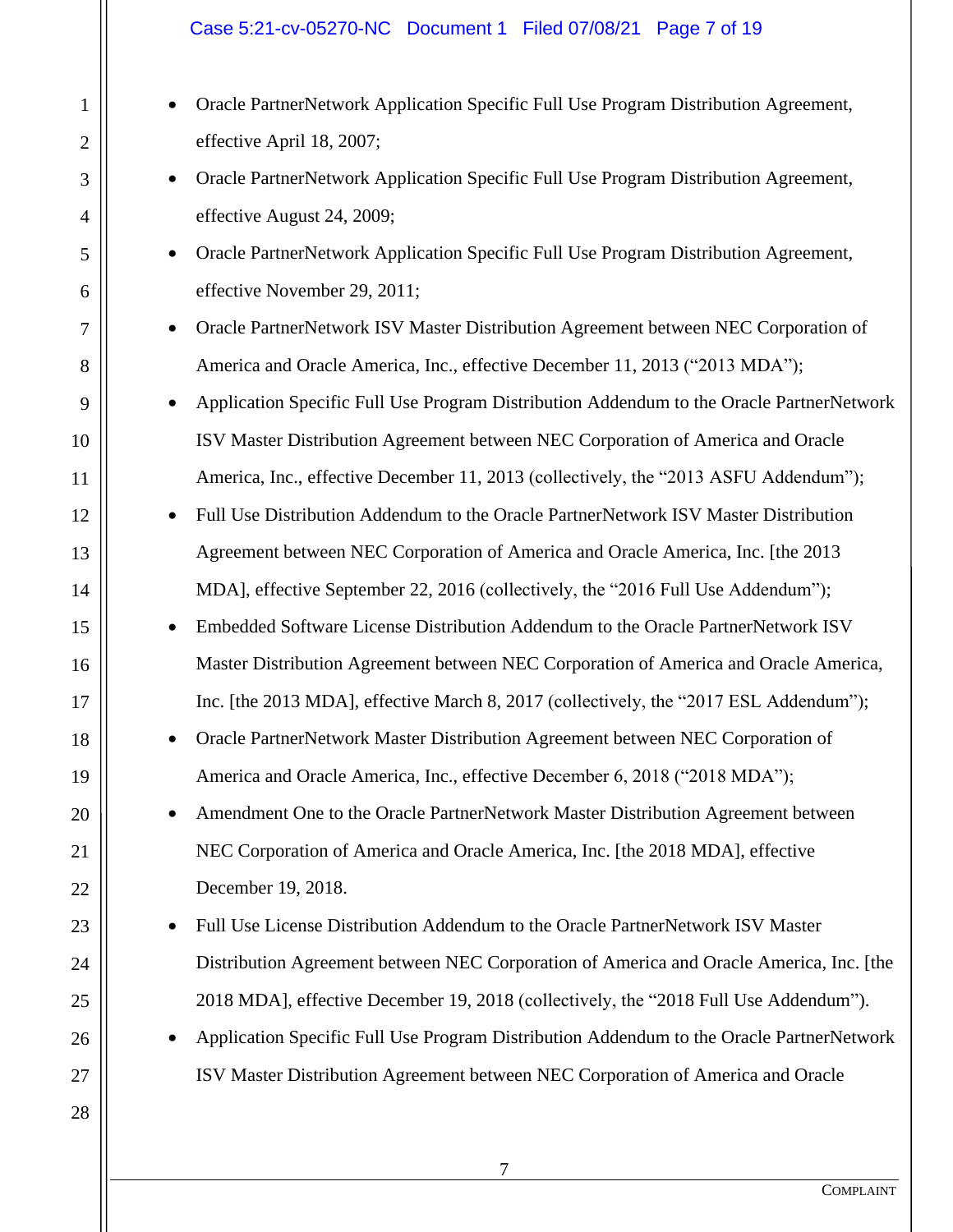- Oracle PartnerNetwork Application Specific Full Use Program Distribution Agreement, effective April 18, 2007;
- Oracle PartnerNetwork Application Specific Full Use Program Distribution Agreement, effective August 24, 2009;
- Oracle PartnerNetwork Application Specific Full Use Program Distribution Agreement, effective November 29, 2011;
- Oracle PartnerNetwork ISV Master Distribution Agreement between NEC Corporation of America and Oracle America, Inc., effective December 11, 2013 ("2013 MDA");
- Application Specific Full Use Program Distribution Addendum to the Oracle PartnerNetwork ISV Master Distribution Agreement between NEC Corporation of America and Oracle America, Inc., effective December 11, 2013 (collectively, the "2013 ASFU Addendum");
- Full Use Distribution Addendum to the Oracle PartnerNetwork ISV Master Distribution Agreement between NEC Corporation of America and Oracle America, Inc. [the 2013 MDA], effective September 22, 2016 (collectively, the "2016 Full Use Addendum");
- Embedded Software License Distribution Addendum to the Oracle PartnerNetwork ISV Master Distribution Agreement between NEC Corporation of America and Oracle America, Inc. [the 2013 MDA], effective March 8, 2017 (collectively, the "2017 ESL Addendum");
- Oracle PartnerNetwork Master Distribution Agreement between NEC Corporation of America and Oracle America, Inc., effective December 6, 2018 ("2018 MDA");
- Amendment One to the Oracle PartnerNetwork Master Distribution Agreement between NEC Corporation of America and Oracle America, Inc. [the 2018 MDA], effective December 19, 2018.
- Full Use License Distribution Addendum to the Oracle PartnerNetwork ISV Master Distribution Agreement between NEC Corporation of America and Oracle America, Inc. [the 2018 MDA], effective December 19, 2018 (collectively, the "2018 Full Use Addendum").
- Application Specific Full Use Program Distribution Addendum to the Oracle PartnerNetwork ISV Master Distribution Agreement between NEC Corporation of America and Oracle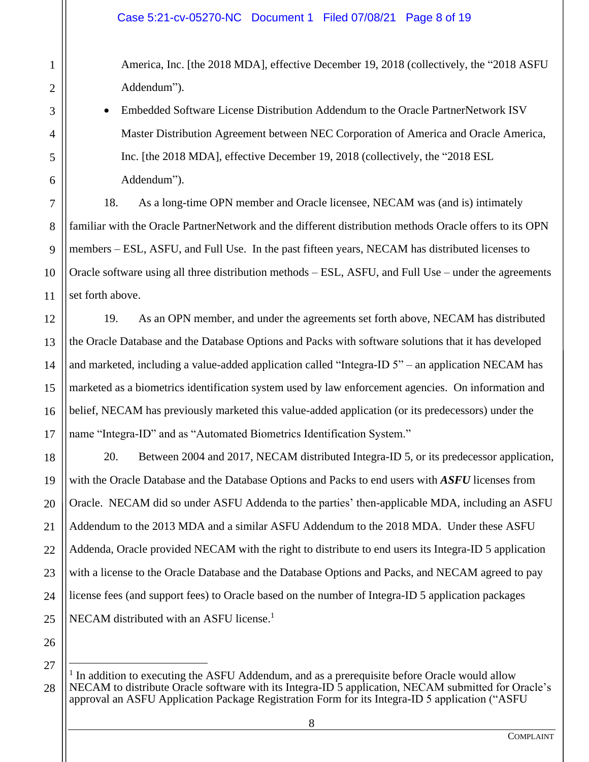America, Inc. [the 2018 MDA], effective December 19, 2018 (collectively, the "2018 ASFU Addendum").

- Embedded Software License Distribution Addendum to the Oracle PartnerNetwork ISV Master Distribution Agreement between NEC Corporation of America and Oracle America, Inc. [the 2018 MDA], effective December 19, 2018 (collectively, the "2018 ESL Addendum").

18. As a long-time OPN member and Oracle licensee, NECAM was (and is) intimately familiar with the Oracle PartnerNetwork and the different distribution methods Oracle offers to its OPN members – ESL, ASFU, and Full Use. In the past fifteen years, NECAM has distributed licenses to Oracle software using all three distribution methods – ESL, ASFU, and Full Use – under the agreements set forth above.

19. As an OPN member, and under the agreements set forth above, NECAM has distributed the Oracle Database and the Database Options and Packs with software solutions that it has developed and marketed, including a value-added application called "Integra-ID 5" – an application NECAM has marketed as a biometrics identification system used by law enforcement agencies. On information and belief, NECAM has previously marketed this value-added application (or its predecessors) under the name "Integra-ID" and as "Automated Biometrics Identification System."

20. Between 2004 and 2017, NECAM distributed Integra-ID 5, or its predecessor application, with the Oracle Database and the Database Options and Packs to end users with ***ASFU*** licenses from Oracle. NECAM did so under ASFU Addenda to the parties' then-applicable MDA, including an ASFU Addendum to the 2013 MDA and a similar ASFU Addendum to the 2018 MDA. Under these ASFU Addenda, Oracle provided NECAM with the right to distribute to end users its Integra-ID 5 application with a license to the Oracle Database and the Database Options and Packs, and NECAM agreed to pay license fees (and support fees) to Oracle based on the number of Integra-ID 5 application packages NECAM distributed with an ASFU license.[1]

---

[1] In addition to executing the ASFU Addendum, and as a prerequisite before Oracle would allow NECAM to distribute Oracle software with its Integra-ID 5 application, NECAM submitted for Oracle's approval an ASFU Application Package Registration Form for its Integra-ID 5 application ("ASFU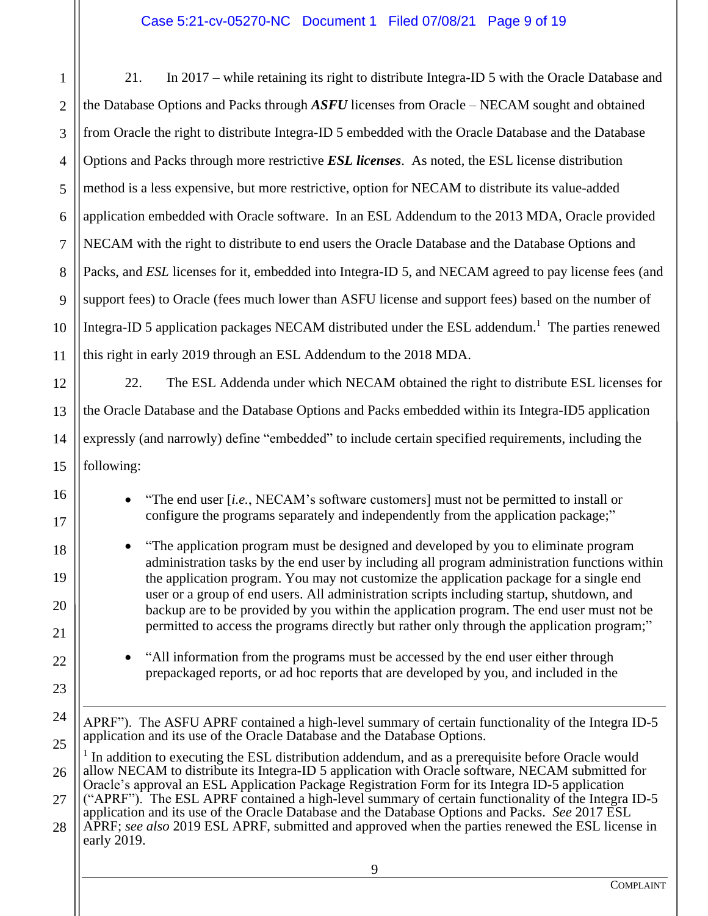21. In 2017 – while retaining its right to distribute Integra-ID 5 with the Oracle Database and the Database Options and Packs through ***ASFU*** licenses from Oracle – NECAM sought and obtained from Oracle the right to distribute Integra-ID 5 embedded with the Oracle Database and the Database Options and Packs through more restrictive ***ESL licenses***. As noted, the ESL license distribution method is a less expensive, but more restrictive, option for NECAM to distribute its value-added application embedded with Oracle software. In an ESL Addendum to the 2013 MDA, Oracle provided NECAM with the right to distribute to end users the Oracle Database and the Database Options and Packs, and *ESL* licenses for it, embedded into Integra-ID 5, and NECAM agreed to pay license fees (and support fees) to Oracle (fees much lower than ASFU license and support fees) based on the number of Integra-ID 5 application packages NECAM distributed under the ESL addendum.[1] The parties renewed this right in early 2019 through an ESL Addendum to the 2018 MDA.

22. The ESL Addenda under which NECAM obtained the right to distribute ESL licenses for the Oracle Database and the Database Options and Packs embedded within its Integra-ID5 application expressly (and narrowly) define "embedded" to include certain specified requirements, including the following:

- "The end user [*i.e.*, NECAM's software customers] must not be permitted to install or configure the programs separately and independently from the application package;"
- "The application program must be designed and developed by you to eliminate program administration tasks by the end user by including all program administration functions within the application program. You may not customize the application package for a single end user or a group of end users. All administration scripts including startup, shutdown, and backup are to be provided by you within the application program. The end user must not be permitted to access the programs directly but rather only through the application program;"
- "All information from the programs must be accessed by the end user either through prepackaged reports, or ad hoc reports that are developed by you, and included in the

---

APRF"). The ASFU APRF contained a high-level summary of certain functionality of the Integra ID-5 application and its use of the Oracle Database and the Database Options.

[1] In addition to executing the ESL distribution addendum, and as a prerequisite before Oracle would allow NECAM to distribute its Integra-ID 5 application with Oracle software, NECAM submitted for Oracle's approval an ESL Application Package Registration Form for its Integra ID-5 application ("APRF"). The ESL APRF contained a high-level summary of certain functionality of the Integra ID-5 application and its use of the Oracle Database and the Database Options and Packs. *See* 2017 ESL APRF; *see also* 2019 ESL APRF, submitted and approved when the parties renewed the ESL license in early 2019.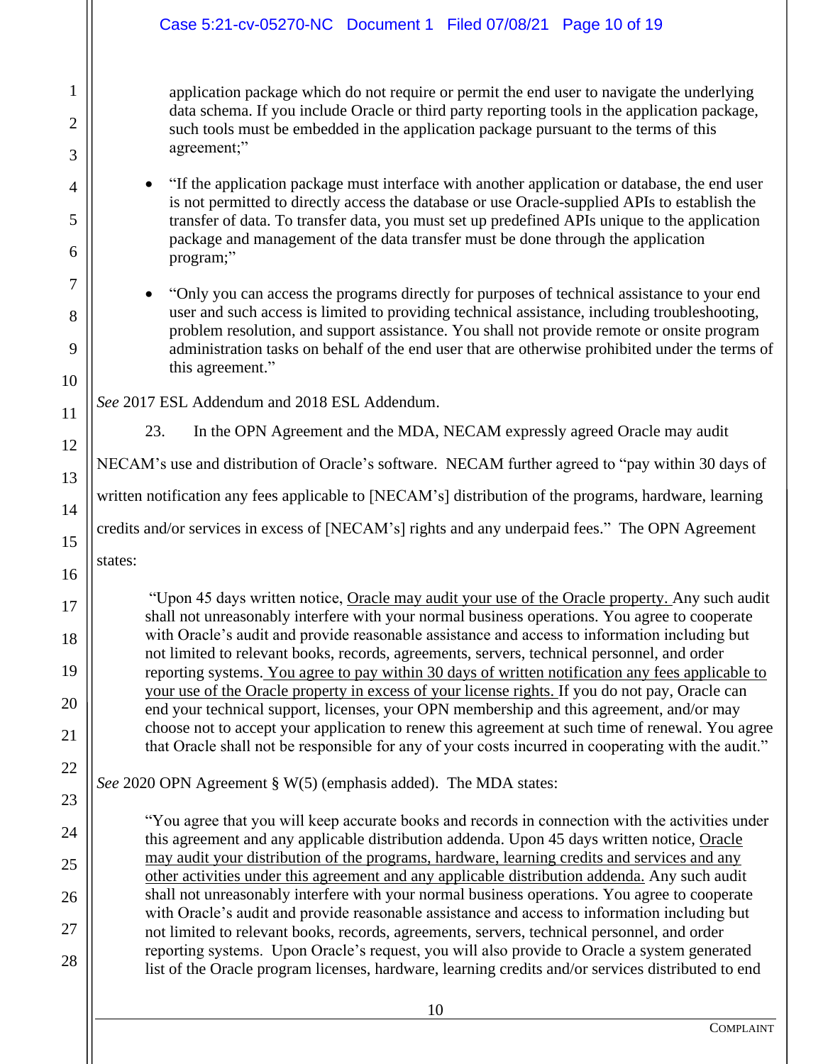application package which do not require or permit the end user to navigate the underlying data schema. If you include Oracle or third party reporting tools in the application package, such tools must be embedded in the application package pursuant to the terms of this agreement;"

- "If the application package must interface with another application or database, the end user is not permitted to directly access the database or use Oracle-supplied APIs to establish the transfer of data. To transfer data, you must set up predefined APIs unique to the application package and management of the data transfer must be done through the application program;"
- "Only you can access the programs directly for purposes of technical assistance to your end user and such access is limited to providing technical assistance, including troubleshooting, problem resolution, and support assistance. You shall not provide remote or onsite program administration tasks on behalf of the end user that are otherwise prohibited under the terms of this agreement."

*See* 2017 ESL Addendum and 2018 ESL Addendum.

23. In the OPN Agreement and the MDA, NECAM expressly agreed Oracle may audit NECAM's use and distribution of Oracle's software. NECAM further agreed to "pay within 30 days of written notification any fees applicable to [NECAM's] distribution of the programs, hardware, learning credits and/or services in excess of [NECAM's] rights and any underpaid fees." The OPN Agreement states:

> "Upon 45 days written notice, <u>Oracle may audit your use of the Oracle property.</u> Any such audit shall not unreasonably interfere with your normal business operations. You agree to cooperate with Oracle's audit and provide reasonable assistance and access to information including but not limited to relevant books, records, agreements, servers, technical personnel, and order reporting systems. <u>You agree to pay within 30 days of written notification any fees applicable to your use of the Oracle property in excess of your license rights.</u> If you do not pay, Oracle can end your technical support, licenses, your OPN membership and this agreement, and/or may choose not to accept your application to renew this agreement at such time of renewal. You agree that Oracle shall not be responsible for any of your costs incurred in cooperating with the audit."

*See* 2020 OPN Agreement § W(5) (emphasis added). The MDA states:

> "You agree that you will keep accurate books and records in connection with the activities under this agreement and any applicable distribution addenda. Upon 45 days written notice, <u>Oracle may audit your distribution of the programs, hardware, learning credits and services and any other activities under this agreement and any applicable distribution addenda.</u> Any such audit shall not unreasonably interfere with your normal business operations. You agree to cooperate with Oracle's audit and provide reasonable assistance and access to information including but not limited to relevant books, records, agreements, servers, technical personnel, and order reporting systems. Upon Oracle's request, you will also provide to Oracle a system generated list of the Oracle program licenses, hardware, learning credits and/or services distributed to end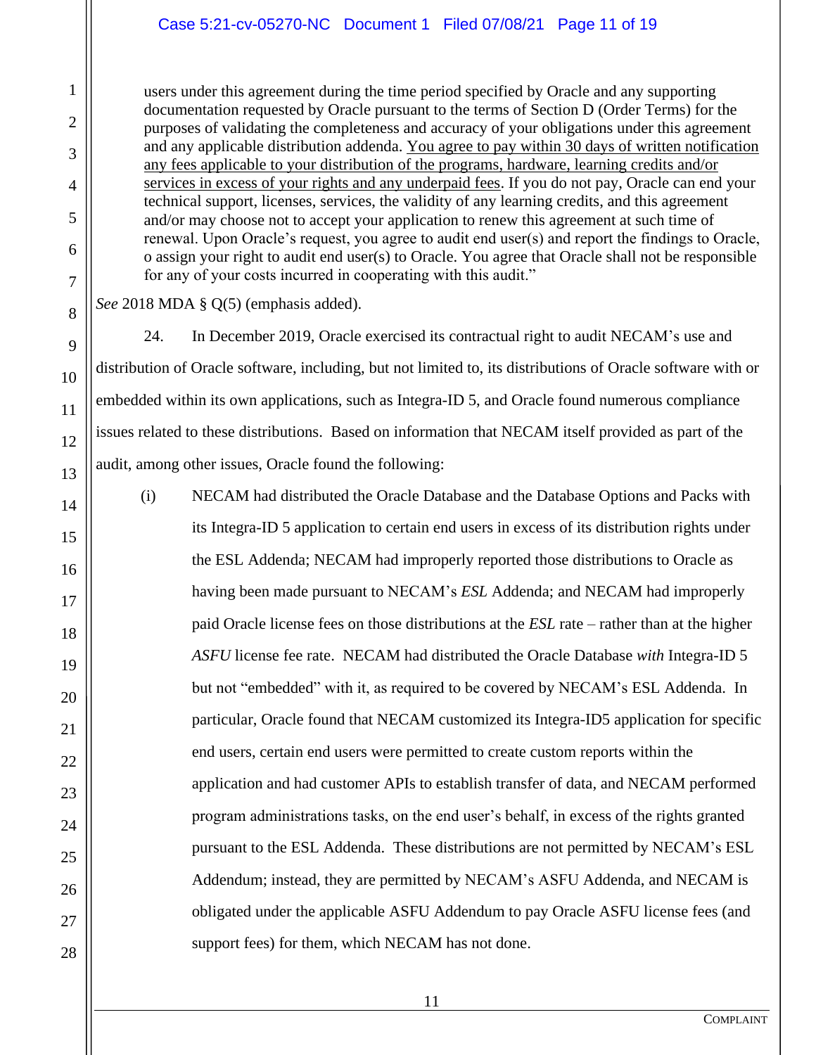> users under this agreement during the time period specified by Oracle and any supporting documentation requested by Oracle pursuant to the terms of Section D (Order Terms) for the purposes of validating the completeness and accuracy of your obligations under this agreement and any applicable distribution addenda. <u>You agree to pay within 30 days of written notification any fees applicable to your distribution of the programs, hardware, learning credits and/or services in excess of your rights and any underpaid fees</u>. If you do not pay, Oracle can end your technical support, licenses, services, the validity of any learning credits, and this agreement and/or may choose not to accept your application to renew this agreement at such time of renewal. Upon Oracle's request, you agree to audit end user(s) and report the findings to Oracle, o assign your right to audit end user(s) to Oracle. You agree that Oracle shall not be responsible for any of your costs incurred in cooperating with this audit."

*See* 2018 MDA § Q(5) (emphasis added).

24. In December 2019, Oracle exercised its contractual right to audit NECAM's use and distribution of Oracle software, including, but not limited to, its distributions of Oracle software with or embedded within its own applications, such as Integra-ID 5, and Oracle found numerous compliance issues related to these distributions. Based on information that NECAM itself provided as part of the audit, among other issues, Oracle found the following:

(i) NECAM had distributed the Oracle Database and the Database Options and Packs with its Integra-ID 5 application to certain end users in excess of its distribution rights under the ESL Addenda; NECAM had improperly reported those distributions to Oracle as having been made pursuant to NECAM's *ESL* Addenda; and NECAM had improperly paid Oracle license fees on those distributions at the *ESL* rate – rather than at the higher *ASFU* license fee rate. NECAM had distributed the Oracle Database *with* Integra-ID 5 but not "embedded" with it, as required to be covered by NECAM's ESL Addenda. In particular, Oracle found that NECAM customized its Integra-ID5 application for specific end users, certain end users were permitted to create custom reports within the application and had customer APIs to establish transfer of data, and NECAM performed program administrations tasks, on the end user's behalf, in excess of the rights granted pursuant to the ESL Addenda. These distributions are not permitted by NECAM's ESL Addendum; instead, they are permitted by NECAM's ASFU Addenda, and NECAM is obligated under the applicable ASFU Addendum to pay Oracle ASFU license fees (and support fees) for them, which NECAM has not done.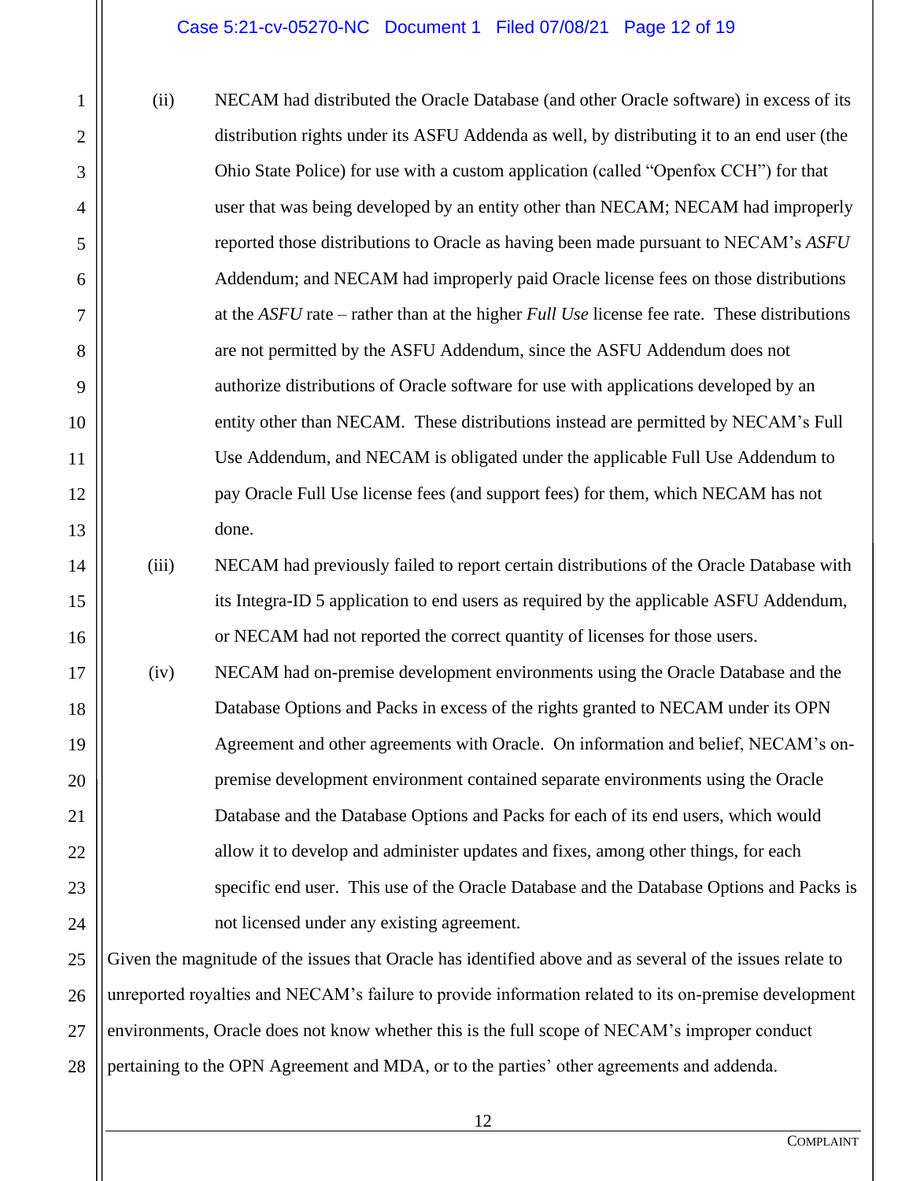(ii) NECAM had distributed the Oracle Database (and other Oracle software) in excess of its distribution rights under its ASFU Addenda as well, by distributing it to an end user (the Ohio State Police) for use with a custom application (called "Openfox CCH") for that user that was being developed by an entity other than NECAM; NECAM had improperly reported those distributions to Oracle as having been made pursuant to NECAM's *ASFU* Addendum; and NECAM had improperly paid Oracle license fees on those distributions at the *ASFU* rate – rather than at the higher *Full Use* license fee rate. These distributions are not permitted by the ASFU Addendum, since the ASFU Addendum does not authorize distributions of Oracle software for use with applications developed by an entity other than NECAM. These distributions instead are permitted by NECAM's Full Use Addendum, and NECAM is obligated under the applicable Full Use Addendum to pay Oracle Full Use license fees (and support fees) for them, which NECAM has not done.

(iii) NECAM had previously failed to report certain distributions of the Oracle Database with its Integra-ID 5 application to end users as required by the applicable ASFU Addendum, or NECAM had not reported the correct quantity of licenses for those users.

(iv) NECAM had on-premise development environments using the Oracle Database and the Database Options and Packs in excess of the rights granted to NECAM under its OPN Agreement and other agreements with Oracle. On information and belief, NECAM's on-premise development environment contained separate environments using the Oracle Database and the Database Options and Packs for each of its end users, which would allow it to develop and administer updates and fixes, among other things, for each specific end user. This use of the Oracle Database and the Database Options and Packs is not licensed under any existing agreement.

Given the magnitude of the issues that Oracle has identified above and as several of the issues relate to unreported royalties and NECAM's failure to provide information related to its on-premise development environments, Oracle does not know whether this is the full scope of NECAM's improper conduct pertaining to the OPN Agreement and MDA, or to the parties' other agreements and addenda.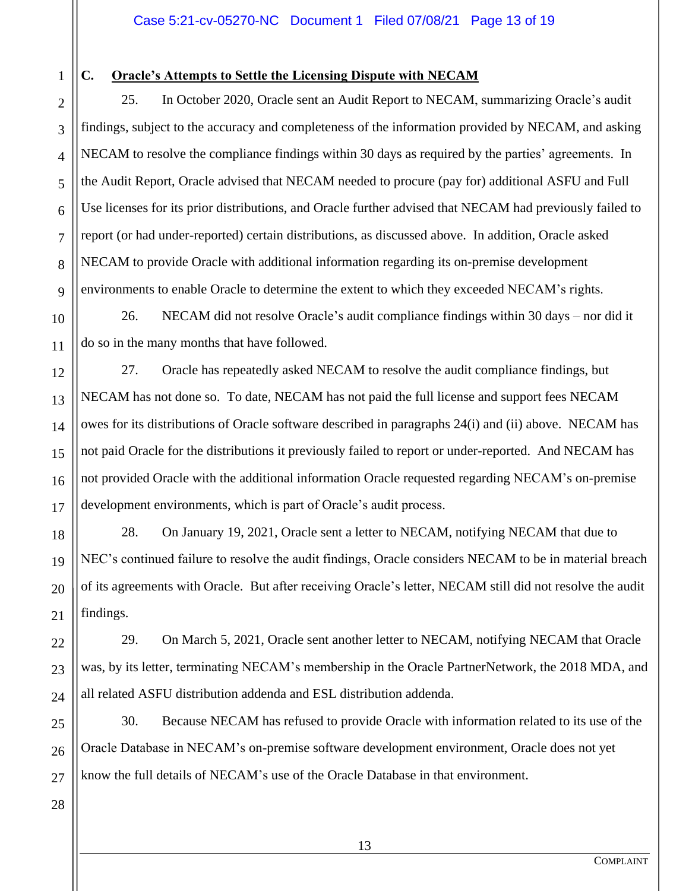### C. Oracle's Attempts to Settle the Licensing Dispute with NECAM

25. In October 2020, Oracle sent an Audit Report to NECAM, summarizing Oracle's audit findings, subject to the accuracy and completeness of the information provided by NECAM, and asking NECAM to resolve the compliance findings within 30 days as required by the parties' agreements. In the Audit Report, Oracle advised that NECAM needed to procure (pay for) additional ASFU and Full Use licenses for its prior distributions, and Oracle further advised that NECAM had previously failed to report (or had under-reported) certain distributions, as discussed above. In addition, Oracle asked NECAM to provide Oracle with additional information regarding its on-premise development environments to enable Oracle to determine the extent to which they exceeded NECAM's rights.

26. NECAM did not resolve Oracle's audit compliance findings within 30 days – nor did it do so in the many months that have followed.

27. Oracle has repeatedly asked NECAM to resolve the audit compliance findings, but NECAM has not done so. To date, NECAM has not paid the full license and support fees NECAM owes for its distributions of Oracle software described in paragraphs 24(i) and (ii) above. NECAM has not paid Oracle for the distributions it previously failed to report or under-reported. And NECAM has not provided Oracle with the additional information Oracle requested regarding NECAM's on-premise development environments, which is part of Oracle's audit process.

28. On January 19, 2021, Oracle sent a letter to NECAM, notifying NECAM that due to NEC's continued failure to resolve the audit findings, Oracle considers NECAM to be in material breach of its agreements with Oracle. But after receiving Oracle's letter, NECAM still did not resolve the audit findings.

29. On March 5, 2021, Oracle sent another letter to NECAM, notifying NECAM that Oracle was, by its letter, terminating NECAM's membership in the Oracle PartnerNetwork, the 2018 MDA, and all related ASFU distribution addenda and ESL distribution addenda.

30. Because NECAM has refused to provide Oracle with information related to its use of the Oracle Database in NECAM's on-premise software development environment, Oracle does not yet know the full details of NECAM's use of the Oracle Database in that environment.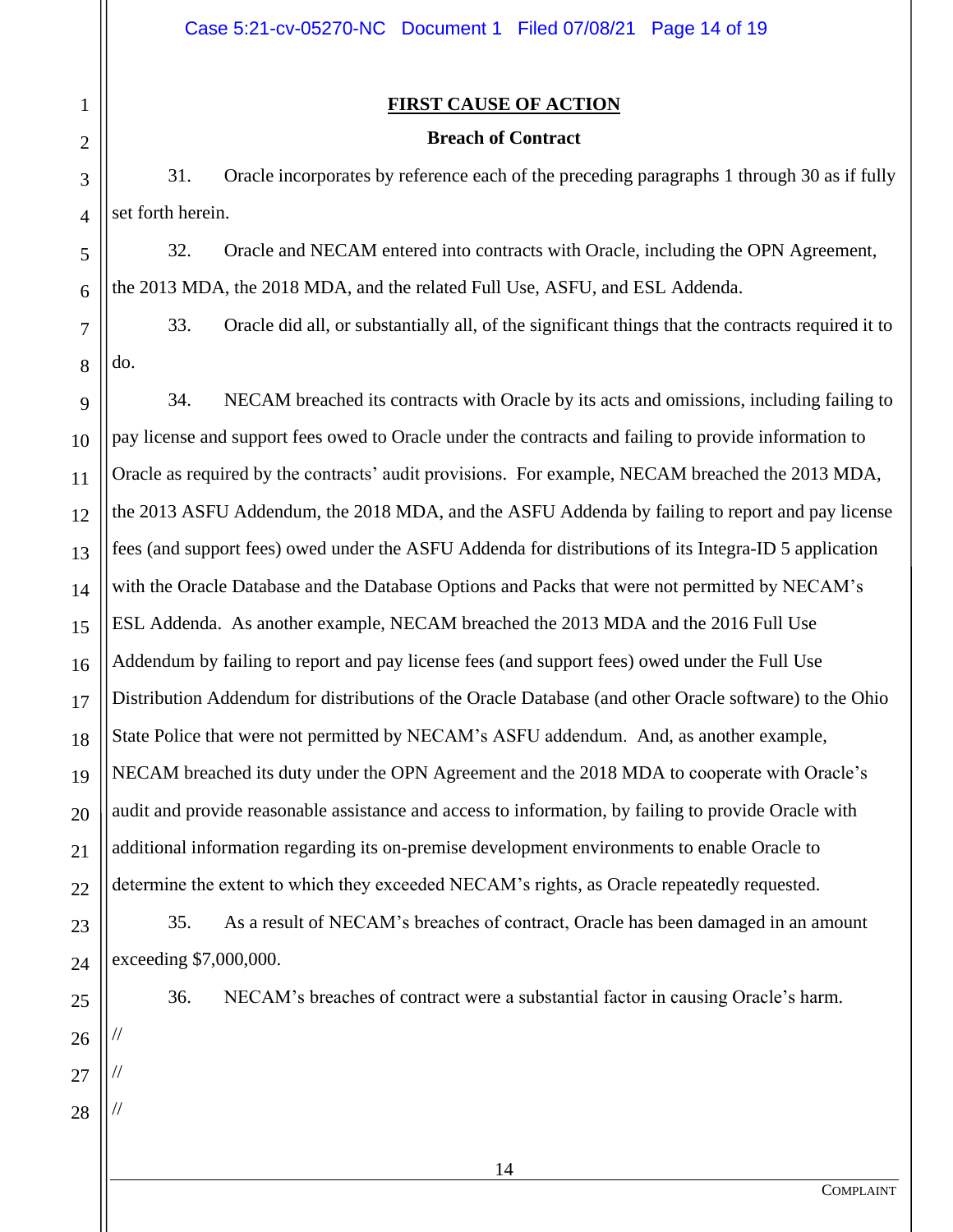## FIRST CAUSE OF ACTION

### Breach of Contract

31. Oracle incorporates by reference each of the preceding paragraphs 1 through 30 as if fully set forth herein.

32. Oracle and NECAM entered into contracts with Oracle, including the OPN Agreement, the 2013 MDA, the 2018 MDA, and the related Full Use, ASFU, and ESL Addenda.

33. Oracle did all, or substantially all, of the significant things that the contracts required it to do.

34. NECAM breached its contracts with Oracle by its acts and omissions, including failing to pay license and support fees owed to Oracle under the contracts and failing to provide information to Oracle as required by the contracts' audit provisions. For example, NECAM breached the 2013 MDA, the 2013 ASFU Addendum, the 2018 MDA, and the ASFU Addenda by failing to report and pay license fees (and support fees) owed under the ASFU Addenda for distributions of its Integra-ID 5 application with the Oracle Database and the Database Options and Packs that were not permitted by NECAM's ESL Addenda. As another example, NECAM breached the 2013 MDA and the 2016 Full Use Addendum by failing to report and pay license fees (and support fees) owed under the Full Use Distribution Addendum for distributions of the Oracle Database (and other Oracle software) to the Ohio State Police that were not permitted by NECAM's ASFU addendum. And, as another example, NECAM breached its duty under the OPN Agreement and the 2018 MDA to cooperate with Oracle's audit and provide reasonable assistance and access to information, by failing to provide Oracle with additional information regarding its on-premise development environments to enable Oracle to determine the extent to which they exceeded NECAM's rights, as Oracle repeatedly requested.

35. As a result of NECAM's breaches of contract, Oracle has been damaged in an amount exceeding $7,000,000.

36. NECAM's breaches of contract were a substantial factor in causing Oracle's harm.

//

//

//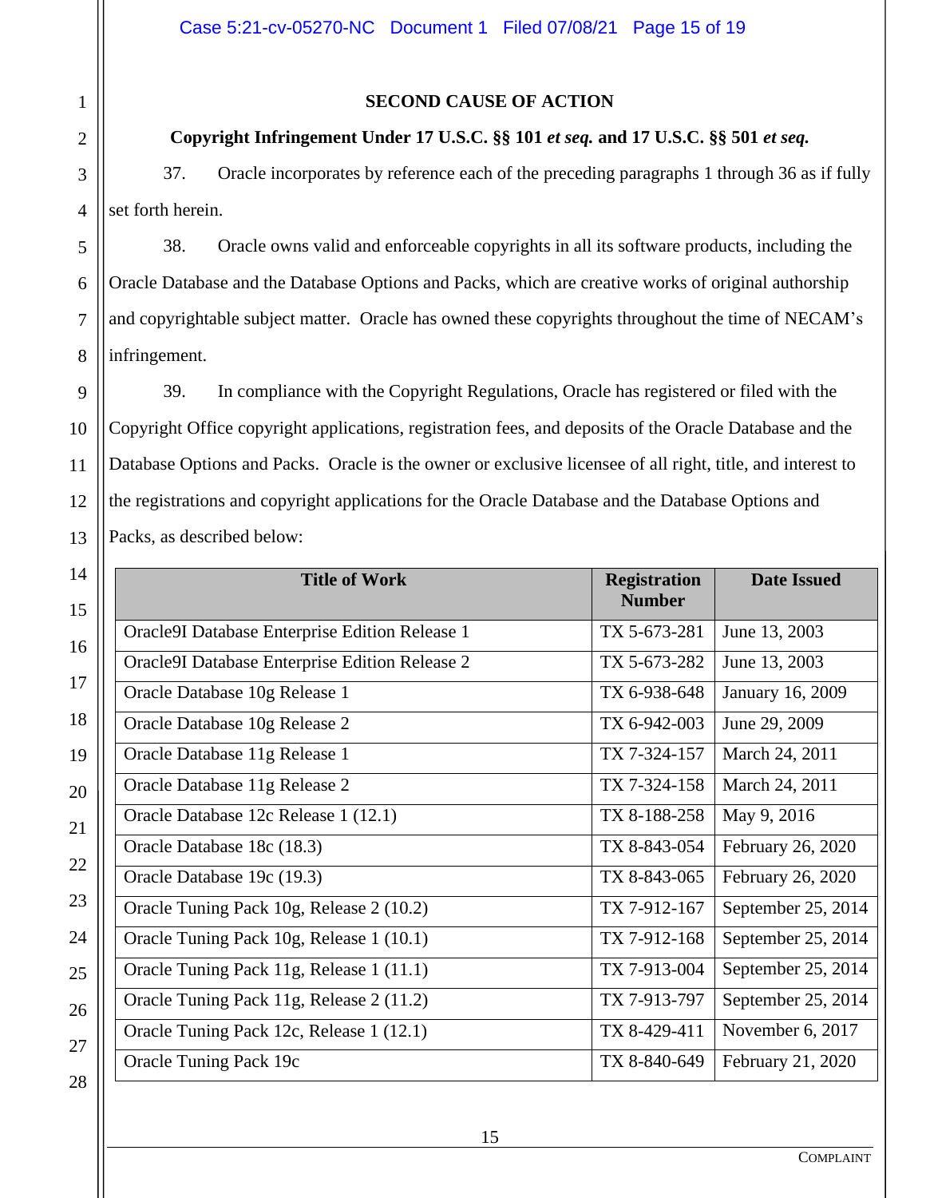**SECOND CAUSE OF ACTION**

**Copyright Infringement Under 17 U.S.C. §§ 101 *et seq.* and 17 U.S.C. §§ 501 *et seq.***

37. Oracle incorporates by reference each of the preceding paragraphs 1 through 36 as if fully set forth herein.

38. Oracle owns valid and enforceable copyrights in all its software products, including the Oracle Database and the Database Options and Packs, which are creative works of original authorship and copyrightable subject matter. Oracle has owned these copyrights throughout the time of NECAM's infringement.

39. In compliance with the Copyright Regulations, Oracle has registered or filed with the Copyright Office copyright applications, registration fees, and deposits of the Oracle Database and the Database Options and Packs. Oracle is the owner or exclusive licensee of all right, title, and interest to the registrations and copyright applications for the Oracle Database and the Database Options and Packs, as described below:

| Title of Work | Registration Number | Date Issued |
| --- | --- | --- |
| Oracle9I Database Enterprise Edition Release 1 | TX 5-673-281 | June 13, 2003 |
| Oracle9I Database Enterprise Edition Release 2 | TX 5-673-282 | June 13, 2003 |
| Oracle Database 10g Release 1 | TX 6-938-648 | January 16, 2009 |
| Oracle Database 10g Release 2 | TX 6-942-003 | June 29, 2009 |
| Oracle Database 11g Release 1 | TX 7-324-157 | March 24, 2011 |
| Oracle Database 11g Release 2 | TX 7-324-158 | March 24, 2011 |
| Oracle Database 12c Release 1 (12.1) | TX 8-188-258 | May 9, 2016 |
| Oracle Database 18c (18.3) | TX 8-843-054 | February 26, 2020 |
| Oracle Database 19c (19.3) | TX 8-843-065 | February 26, 2020 |
| Oracle Tuning Pack 10g, Release 2 (10.2) | TX 7-912-167 | September 25, 2014 |
| Oracle Tuning Pack 10g, Release 1 (10.1) | TX 7-912-168 | September 25, 2014 |
| Oracle Tuning Pack 11g, Release 1 (11.1) | TX 7-913-004 | September 25, 2014 |
| Oracle Tuning Pack 11g, Release 2 (11.2) | TX 7-913-797 | September 25, 2014 |
| Oracle Tuning Pack 12c, Release 1 (12.1) | TX 8-429-411 | November 6, 2017 |
| Oracle Tuning Pack 19c | TX 8-840-649 | February 21, 2020 |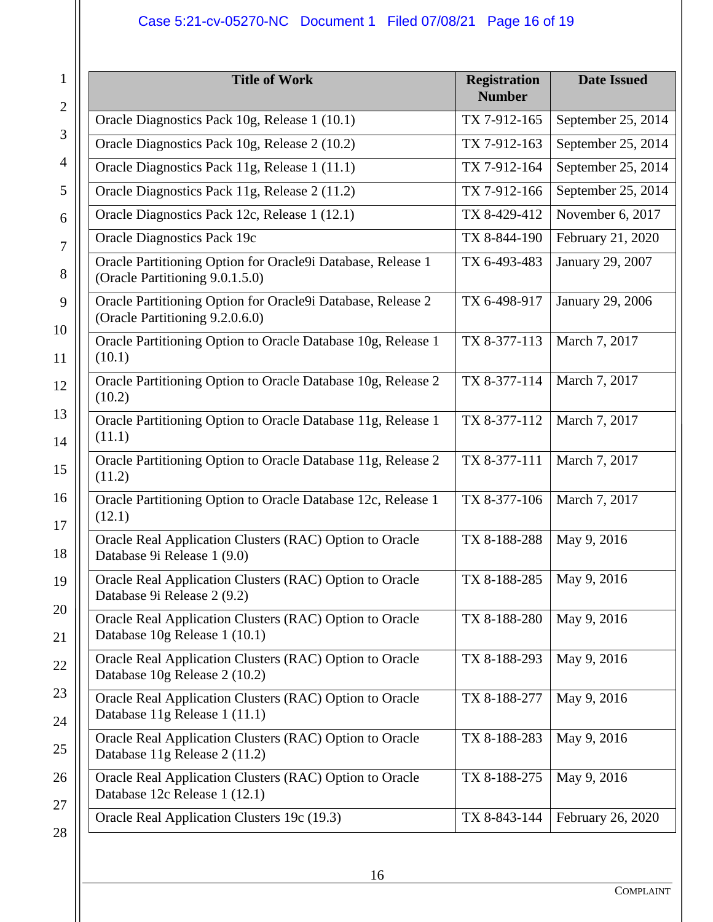| Title of Work | Registration Number | Date Issued |
|---|---|---|
| Oracle Diagnostics Pack 10g, Release 1 (10.1) | TX 7-912-165 | September 25, 2014 |
| Oracle Diagnostics Pack 10g, Release 2 (10.2) | TX 7-912-163 | September 25, 2014 |
| Oracle Diagnostics Pack 11g, Release 1 (11.1) | TX 7-912-164 | September 25, 2014 |
| Oracle Diagnostics Pack 11g, Release 2 (11.2) | TX 7-912-166 | September 25, 2014 |
| Oracle Diagnostics Pack 12c, Release 1 (12.1) | TX 8-429-412 | November 6, 2017 |
| Oracle Diagnostics Pack 19c | TX 8-844-190 | February 21, 2020 |
| Oracle Partitioning Option for Oracle9i Database, Release 1 (Oracle Partitioning 9.0.1.5.0) | TX 6-493-483 | January 29, 2007 |
| Oracle Partitioning Option for Oracle9i Database, Release 2 (Oracle Partitioning 9.2.0.6.0) | TX 6-498-917 | January 29, 2006 |
| Oracle Partitioning Option to Oracle Database 10g, Release 1 (10.1) | TX 8-377-113 | March 7, 2017 |
| Oracle Partitioning Option to Oracle Database 10g, Release 2 (10.2) | TX 8-377-114 | March 7, 2017 |
| Oracle Partitioning Option to Oracle Database 11g, Release 1 (11.1) | TX 8-377-112 | March 7, 2017 |
| Oracle Partitioning Option to Oracle Database 11g, Release 2 (11.2) | TX 8-377-111 | March 7, 2017 |
| Oracle Partitioning Option to Oracle Database 12c, Release 1 (12.1) | TX 8-377-106 | March 7, 2017 |
| Oracle Real Application Clusters (RAC) Option to Oracle Database 9i Release 1 (9.0) | TX 8-188-288 | May 9, 2016 |
| Oracle Real Application Clusters (RAC) Option to Oracle Database 9i Release 2 (9.2) | TX 8-188-285 | May 9, 2016 |
| Oracle Real Application Clusters (RAC) Option to Oracle Database 10g Release 1 (10.1) | TX 8-188-280 | May 9, 2016 |
| Oracle Real Application Clusters (RAC) Option to Oracle Database 10g Release 2 (10.2) | TX 8-188-293 | May 9, 2016 |
| Oracle Real Application Clusters (RAC) Option to Oracle Database 11g Release 1 (11.1) | TX 8-188-277 | May 9, 2016 |
| Oracle Real Application Clusters (RAC) Option to Oracle Database 11g Release 2 (11.2) | TX 8-188-283 | May 9, 2016 |
| Oracle Real Application Clusters (RAC) Option to Oracle Database 12c Release 1 (12.1) | TX 8-188-275 | May 9, 2016 |
| Oracle Real Application Clusters 19c (19.3) | TX 8-843-144 | February 26, 2020 |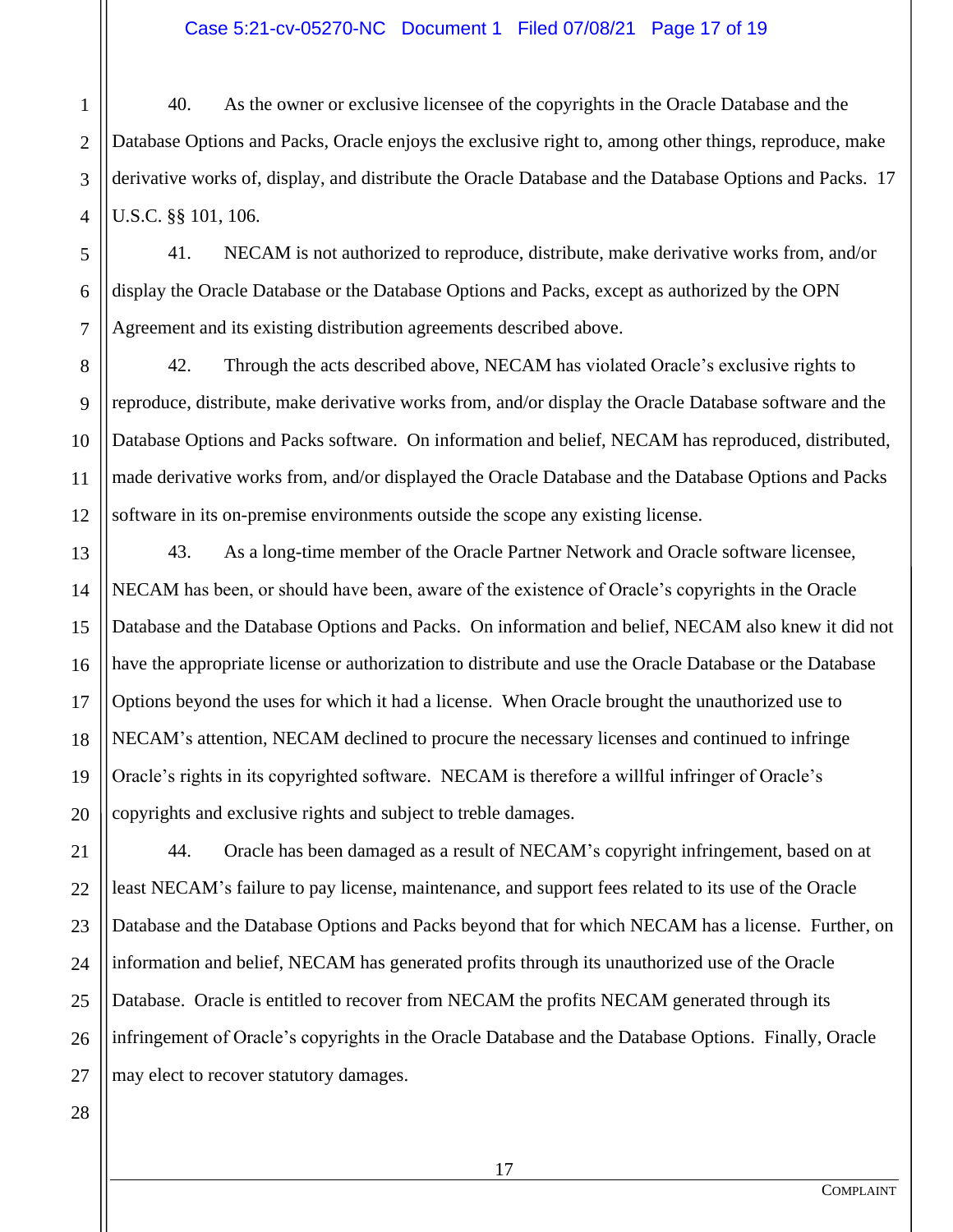40. As the owner or exclusive licensee of the copyrights in the Oracle Database and the Database Options and Packs, Oracle enjoys the exclusive right to, among other things, reproduce, make derivative works of, display, and distribute the Oracle Database and the Database Options and Packs. 17 U.S.C. §§ 101, 106.

41. NECAM is not authorized to reproduce, distribute, make derivative works from, and/or display the Oracle Database or the Database Options and Packs, except as authorized by the OPN Agreement and its existing distribution agreements described above.

42. Through the acts described above, NECAM has violated Oracle's exclusive rights to reproduce, distribute, make derivative works from, and/or display the Oracle Database software and the Database Options and Packs software. On information and belief, NECAM has reproduced, distributed, made derivative works from, and/or displayed the Oracle Database and the Database Options and Packs software in its on-premise environments outside the scope any existing license.

43. As a long-time member of the Oracle Partner Network and Oracle software licensee, NECAM has been, or should have been, aware of the existence of Oracle's copyrights in the Oracle Database and the Database Options and Packs. On information and belief, NECAM also knew it did not have the appropriate license or authorization to distribute and use the Oracle Database or the Database Options beyond the uses for which it had a license. When Oracle brought the unauthorized use to NECAM's attention, NECAM declined to procure the necessary licenses and continued to infringe Oracle's rights in its copyrighted software. NECAM is therefore a willful infringer of Oracle's copyrights and exclusive rights and subject to treble damages.

44. Oracle has been damaged as a result of NECAM's copyright infringement, based on at least NECAM's failure to pay license, maintenance, and support fees related to its use of the Oracle Database and the Database Options and Packs beyond that for which NECAM has a license. Further, on information and belief, NECAM has generated profits through its unauthorized use of the Oracle Database. Oracle is entitled to recover from NECAM the profits NECAM generated through its infringement of Oracle's copyrights in the Oracle Database and the Database Options. Finally, Oracle may elect to recover statutory damages.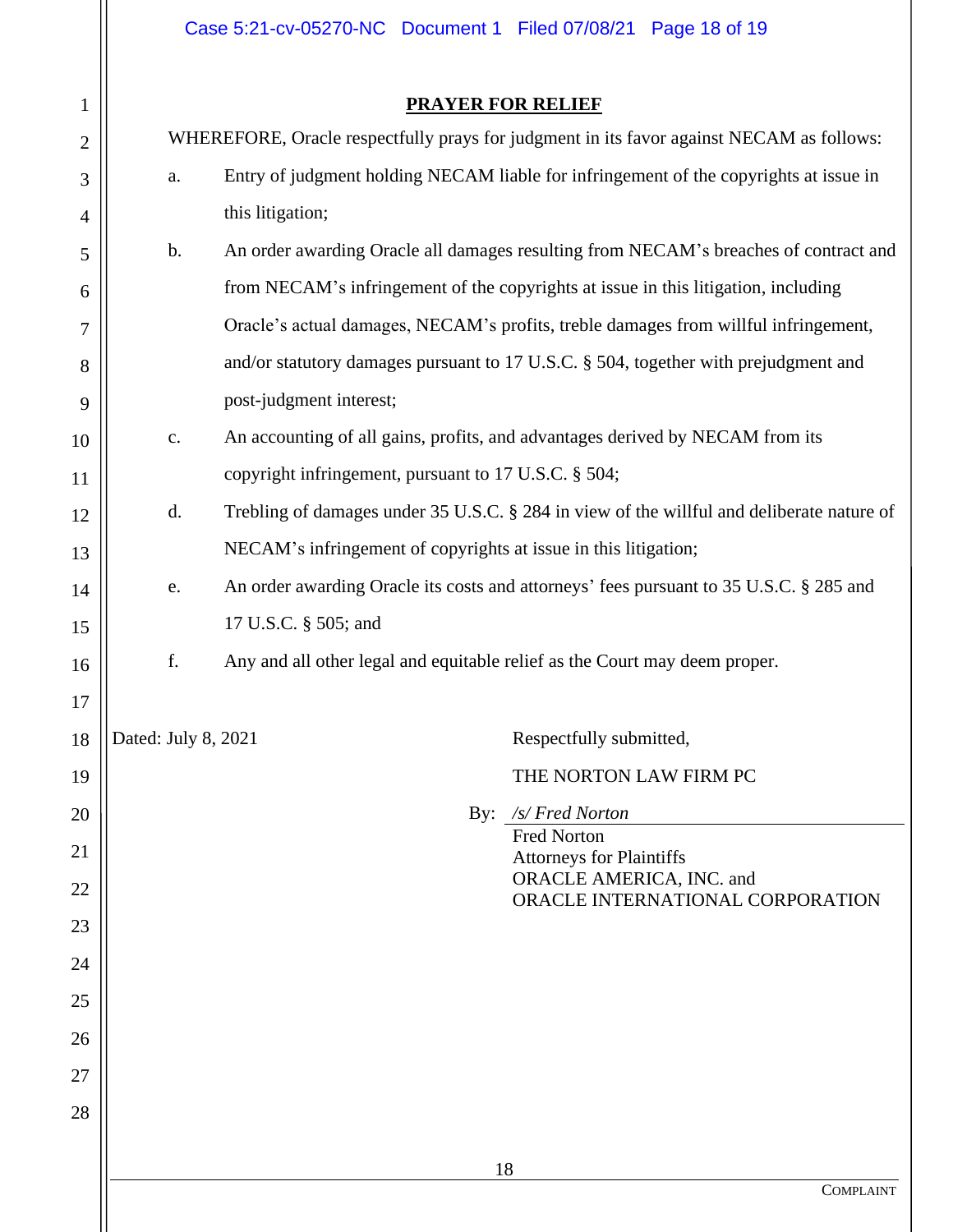## PRAYER FOR RELIEF

WHEREFORE, Oracle respectfully prays for judgment in its favor against NECAM as follows:

a. Entry of judgment holding NECAM liable for infringement of the copyrights at issue in this litigation;

b. An order awarding Oracle all damages resulting from NECAM's breaches of contract and from NECAM's infringement of the copyrights at issue in this litigation, including Oracle's actual damages, NECAM's profits, treble damages from willful infringement, and/or statutory damages pursuant to 17 U.S.C. § 504, together with prejudgment and post-judgment interest;

c. An accounting of all gains, profits, and advantages derived by NECAM from its copyright infringement, pursuant to 17 U.S.C. § 504;

d. Trebling of damages under 35 U.S.C. § 284 in view of the willful and deliberate nature of NECAM's infringement of copyrights at issue in this litigation;

e. An order awarding Oracle its costs and attorneys' fees pursuant to 35 U.S.C. § 285 and 17 U.S.C. § 505; and

f. Any and all other legal and equitable relief as the Court may deem proper.

Dated: July 8, 2021

Respectfully submitted,

THE NORTON LAW FIRM PC

By: */s/ Fred Norton*
Fred Norton
Attorneys for Plaintiffs
ORACLE AMERICA, INC. and
ORACLE INTERNATIONAL CORPORATION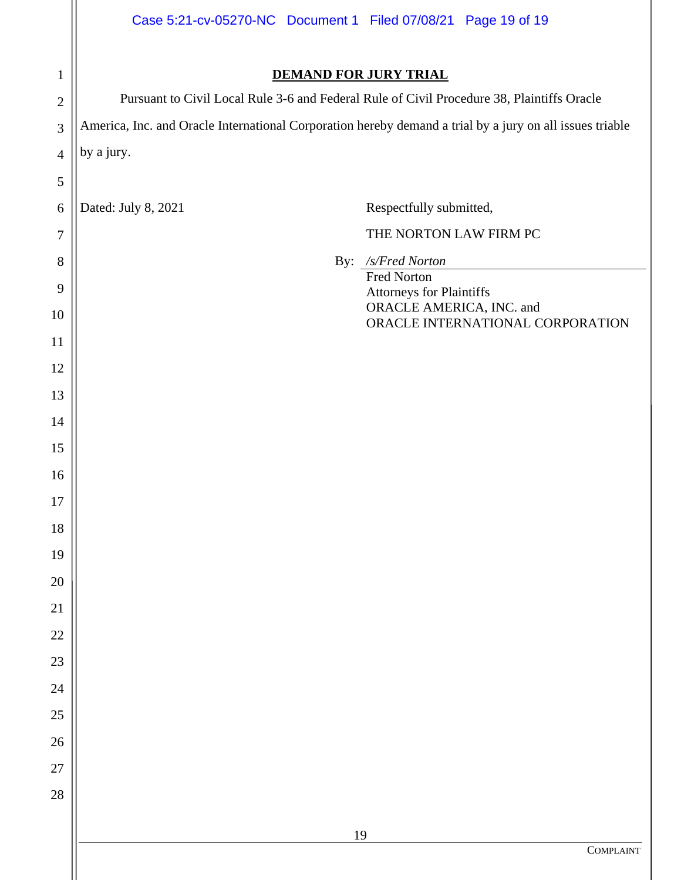## DEMAND FOR JURY TRIAL

Pursuant to Civil Local Rule 3-6 and Federal Rule of Civil Procedure 38, Plaintiffs Oracle America, Inc. and Oracle International Corporation hereby demand a trial by a jury on all issues triable by a jury.

Dated: July 8, 2021

Respectfully submitted,

THE NORTON LAW FIRM PC

By: */s/Fred Norton*
Fred Norton
Attorneys for Plaintiffs
ORACLE AMERICA, INC. and
ORACLE INTERNATIONAL CORPORATION